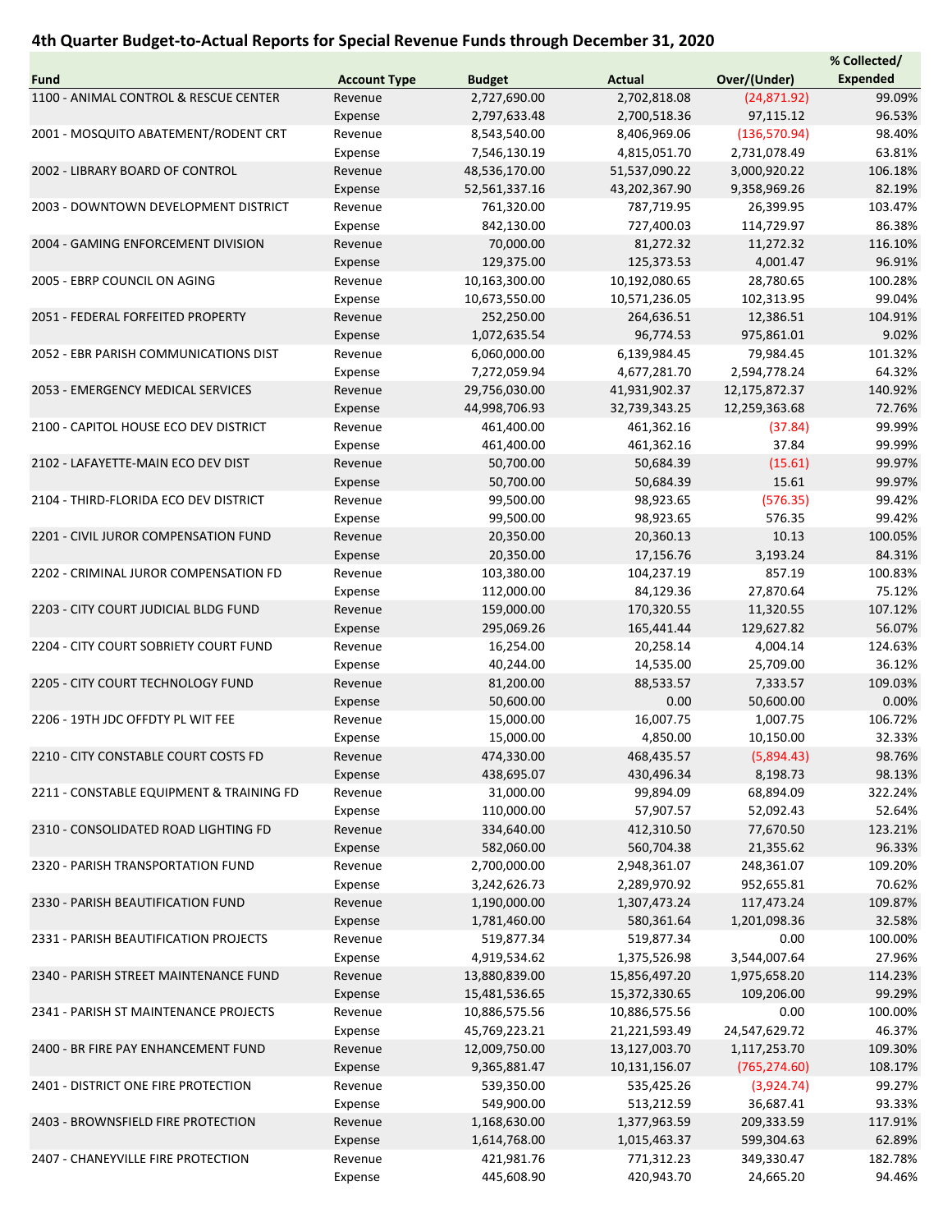# 4th Quarter Budget-to-Actual Reports for Special Revenue Funds through December 31, 2020

| Fund | Account Type | Budget | Actual | Over/(Under) | % Collected/ Expended |
|---|---|---|---|---|---|
| 1100 - ANIMAL CONTROL & RESCUE CENTER | Revenue | 2,727,690.00 | 2,702,818.08 | (24,871.92) | 99.09% |
| | Expense | 2,797,633.48 | 2,700,518.36 | 97,115.12 | 96.53% |
| 2001 - MOSQUITO ABATEMENT/RODENT CRT | Revenue | 8,543,540.00 | 8,406,969.06 | (136,570.94) | 98.40% |
| | Expense | 7,546,130.19 | 4,815,051.70 | 2,731,078.49 | 63.81% |
| 2002 - LIBRARY BOARD OF CONTROL | Revenue | 48,536,170.00 | 51,537,090.22 | 3,000,920.22 | 106.18% |
| | Expense | 52,561,337.16 | 43,202,367.90 | 9,358,969.26 | 82.19% |
| 2003 - DOWNTOWN DEVELOPMENT DISTRICT | Revenue | 761,320.00 | 787,719.95 | 26,399.95 | 103.47% |
| | Expense | 842,130.00 | 727,400.03 | 114,729.97 | 86.38% |
| 2004 - GAMING ENFORCEMENT DIVISION | Revenue | 70,000.00 | 81,272.32 | 11,272.32 | 116.10% |
| | Expense | 129,375.00 | 125,373.53 | 4,001.47 | 96.91% |
| 2005 - EBRP COUNCIL ON AGING | Revenue | 10,163,300.00 | 10,192,080.65 | 28,780.65 | 100.28% |
| | Expense | 10,673,550.00 | 10,571,236.05 | 102,313.95 | 99.04% |
| 2051 - FEDERAL FORFEITED PROPERTY | Revenue | 252,250.00 | 264,636.51 | 12,386.51 | 104.91% |
| | Expense | 1,072,635.54 | 96,774.53 | 975,861.01 | 9.02% |
| 2052 - EBR PARISH COMMUNICATIONS DIST | Revenue | 6,060,000.00 | 6,139,984.45 | 79,984.45 | 101.32% |
| | Expense | 7,272,059.94 | 4,677,281.70 | 2,594,778.24 | 64.32% |
| 2053 - EMERGENCY MEDICAL SERVICES | Revenue | 29,756,030.00 | 41,931,902.37 | 12,175,872.37 | 140.92% |
| | Expense | 44,998,706.93 | 32,739,343.25 | 12,259,363.68 | 72.76% |
| 2100 - CAPITOL HOUSE ECO DEV DISTRICT | Revenue | 461,400.00 | 461,362.16 | (37.84) | 99.99% |
| | Expense | 461,400.00 | 461,362.16 | 37.84 | 99.99% |
| 2102 - LAFAYETTE-MAIN ECO DEV DIST | Revenue | 50,700.00 | 50,684.39 | (15.61) | 99.97% |
| | Expense | 50,700.00 | 50,684.39 | 15.61 | 99.97% |
| 2104 - THIRD-FLORIDA ECO DEV DISTRICT | Revenue | 99,500.00 | 98,923.65 | (576.35) | 99.42% |
| | Expense | 99,500.00 | 98,923.65 | 576.35 | 99.42% |
| 2201 - CIVIL JUROR COMPENSATION FUND | Revenue | 20,350.00 | 20,360.13 | 10.13 | 100.05% |
| | Expense | 20,350.00 | 17,156.76 | 3,193.24 | 84.31% |
| 2202 - CRIMINAL JUROR COMPENSATION FD | Revenue | 103,380.00 | 104,237.19 | 857.19 | 100.83% |
| | Expense | 112,000.00 | 84,129.36 | 27,870.64 | 75.12% |
| 2203 - CITY COURT JUDICIAL BLDG FUND | Revenue | 159,000.00 | 170,320.55 | 11,320.55 | 107.12% |
| | Expense | 295,069.26 | 165,441.44 | 129,627.82 | 56.07% |
| 2204 - CITY COURT SOBRIETY COURT FUND | Revenue | 16,254.00 | 20,258.14 | 4,004.14 | 124.63% |
| | Expense | 40,244.00 | 14,535.00 | 25,709.00 | 36.12% |
| 2205 - CITY COURT TECHNOLOGY FUND | Revenue | 81,200.00 | 88,533.57 | 7,333.57 | 109.03% |
| | Expense | 50,600.00 | 0.00 | 50,600.00 | 0.00% |
| 2206 - 19TH JDC OFFDTY PL WIT FEE | Revenue | 15,000.00 | 16,007.75 | 1,007.75 | 106.72% |
| | Expense | 15,000.00 | 4,850.00 | 10,150.00 | 32.33% |
| 2210 - CITY CONSTABLE COURT COSTS FD | Revenue | 474,330.00 | 468,435.57 | (5,894.43) | 98.76% |
| | Expense | 438,695.07 | 430,496.34 | 8,198.73 | 98.13% |
| 2211 - CONSTABLE EQUIPMENT & TRAINING FD | Revenue | 31,000.00 | 99,894.09 | 68,894.09 | 322.24% |
| | Expense | 110,000.00 | 57,907.57 | 52,092.43 | 52.64% |
| 2310 - CONSOLIDATED ROAD LIGHTING FD | Revenue | 334,640.00 | 412,310.50 | 77,670.50 | 123.21% |
| | Expense | 582,060.00 | 560,704.38 | 21,355.62 | 96.33% |
| 2320 - PARISH TRANSPORTATION FUND | Revenue | 2,700,000.00 | 2,948,361.07 | 248,361.07 | 109.20% |
| | Expense | 3,242,626.73 | 2,289,970.92 | 952,655.81 | 70.62% |
| 2330 - PARISH BEAUTIFICATION FUND | Revenue | 1,190,000.00 | 1,307,473.24 | 117,473.24 | 109.87% |
| | Expense | 1,781,460.00 | 580,361.64 | 1,201,098.36 | 32.58% |
| 2331 - PARISH BEAUTIFICATION PROJECTS | Revenue | 519,877.34 | 519,877.34 | 0.00 | 100.00% |
| | Expense | 4,919,534.62 | 1,375,526.98 | 3,544,007.64 | 27.96% |
| 2340 - PARISH STREET MAINTENANCE FUND | Revenue | 13,880,839.00 | 15,856,497.20 | 1,975,658.20 | 114.23% |
| | Expense | 15,481,536.65 | 15,372,330.65 | 109,206.00 | 99.29% |
| 2341 - PARISH ST MAINTENANCE PROJECTS | Revenue | 10,886,575.56 | 10,886,575.56 | 0.00 | 100.00% |
| | Expense | 45,769,223.21 | 21,221,593.49 | 24,547,629.72 | 46.37% |
| 2400 - BR FIRE PAY ENHANCEMENT FUND | Revenue | 12,009,750.00 | 13,127,003.70 | 1,117,253.70 | 109.30% |
| | Expense | 9,365,881.47 | 10,131,156.07 | (765,274.60) | 108.17% |
| 2401 - DISTRICT ONE FIRE PROTECTION | Revenue | 539,350.00 | 535,425.26 | (3,924.74) | 99.27% |
| | Expense | 549,900.00 | 513,212.59 | 36,687.41 | 93.33% |
| 2403 - BROWNSFIELD FIRE PROTECTION | Revenue | 1,168,630.00 | 1,377,963.59 | 209,333.59 | 117.91% |
| | Expense | 1,614,768.00 | 1,015,463.37 | 599,304.63 | 62.89% |
| 2407 - CHANEYVILLE FIRE PROTECTION | Revenue | 421,981.76 | 771,312.23 | 349,330.47 | 182.78% |
| | Expense | 445,608.90 | 420,943.70 | 24,665.20 | 94.46% |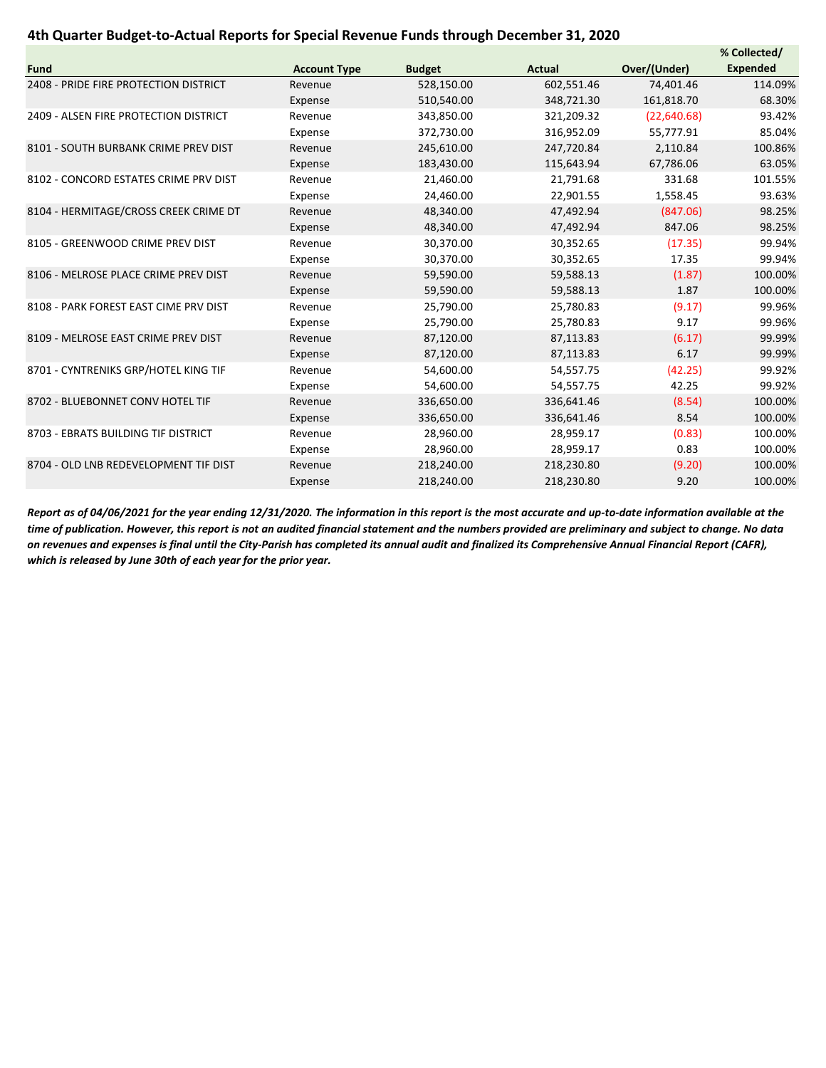## 4th Quarter Budget-to-Actual Reports for Special Revenue Funds through December 31, 2020

| Fund | Account Type | Budget | Actual | Over/(Under) | % Collected/ Expended |
|---|---|---|---|---|---|
| 2408 - PRIDE FIRE PROTECTION DISTRICT | Revenue | 528,150.00 | 602,551.46 | 74,401.46 | 114.09% |
| | Expense | 510,540.00 | 348,721.30 | 161,818.70 | 68.30% |
| 2409 - ALSEN FIRE PROTECTION DISTRICT | Revenue | 343,850.00 | 321,209.32 | (22,640.68) | 93.42% |
| | Expense | 372,730.00 | 316,952.09 | 55,777.91 | 85.04% |
| 8101 - SOUTH BURBANK CRIME PREV DIST | Revenue | 245,610.00 | 247,720.84 | 2,110.84 | 100.86% |
| | Expense | 183,430.00 | 115,643.94 | 67,786.06 | 63.05% |
| 8102 - CONCORD ESTATES CRIME PRV DIST | Revenue | 21,460.00 | 21,791.68 | 331.68 | 101.55% |
| | Expense | 24,460.00 | 22,901.55 | 1,558.45 | 93.63% |
| 8104 - HERMITAGE/CROSS CREEK CRIME DT | Revenue | 48,340.00 | 47,492.94 | (847.06) | 98.25% |
| | Expense | 48,340.00 | 47,492.94 | 847.06 | 98.25% |
| 8105 - GREENWOOD CRIME PREV DIST | Revenue | 30,370.00 | 30,352.65 | (17.35) | 99.94% |
| | Expense | 30,370.00 | 30,352.65 | 17.35 | 99.94% |
| 8106 - MELROSE PLACE CRIME PREV DIST | Revenue | 59,590.00 | 59,588.13 | (1.87) | 100.00% |
| | Expense | 59,590.00 | 59,588.13 | 1.87 | 100.00% |
| 8108 - PARK FOREST EAST CIME PRV DIST | Revenue | 25,790.00 | 25,780.83 | (9.17) | 99.96% |
| | Expense | 25,790.00 | 25,780.83 | 9.17 | 99.96% |
| 8109 - MELROSE EAST CRIME PREV DIST | Revenue | 87,120.00 | 87,113.83 | (6.17) | 99.99% |
| | Expense | 87,120.00 | 87,113.83 | 6.17 | 99.99% |
| 8701 - CYNTRENIKS GRP/HOTEL KING TIF | Revenue | 54,600.00 | 54,557.75 | (42.25) | 99.92% |
| | Expense | 54,600.00 | 54,557.75 | 42.25 | 99.92% |
| 8702 - BLUEBONNET CONV HOTEL TIF | Revenue | 336,650.00 | 336,641.46 | (8.54) | 100.00% |
| | Expense | 336,650.00 | 336,641.46 | 8.54 | 100.00% |
| 8703 - EBRATS BUILDING TIF DISTRICT | Revenue | 28,960.00 | 28,959.17 | (0.83) | 100.00% |
| | Expense | 28,960.00 | 28,959.17 | 0.83 | 100.00% |
| 8704 - OLD LNB REDEVELOPMENT TIF DIST | Revenue | 218,240.00 | 218,230.80 | (9.20) | 100.00% |
| | Expense | 218,240.00 | 218,230.80 | 9.20 | 100.00% |

***Report as of 04/06/2021 for the year ending 12/31/2020. The information in this report is the most accurate and up-to-date information available at the time of publication. However, this report is not an audited financial statement and the numbers provided are preliminary and subject to change. No data on revenues and expenses is final until the City-Parish has completed its annual audit and finalized its Comprehensive Annual Financial Report (CAFR), which is released by June 30th of each year for the prior year.***